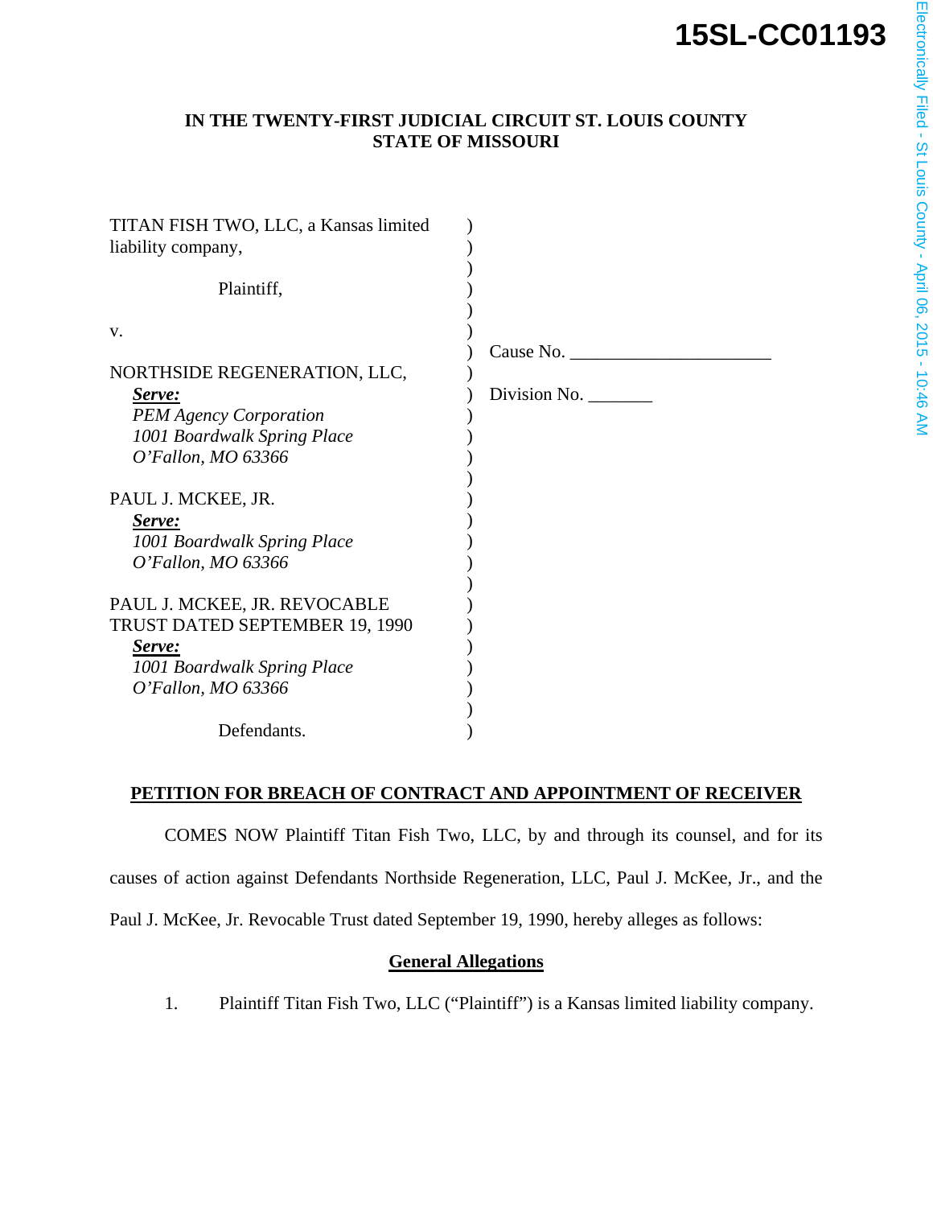**15SL-CC01193**

Electronically Filed - St Louis County - April 06, 2015 - 10:46 AM

**IN THE TWENTY-FIRST JUDICIAL CIRCUIT ST. LOUIS COUNTY**
**STATE OF MISSOURI**

TITAN FISH TWO, LLC, a Kansas limited liability company,

Plaintiff,

v.

NORTHSIDE REGENERATION, LLC,
***Serve:***
*PEM Agency Corporation*
*1001 Boardwalk Spring Place*
*O'Fallon, MO 63366*

PAUL J. MCKEE, JR.
***Serve:***
*1001 Boardwalk Spring Place*
*O'Fallon, MO 63366*

PAUL J. MCKEE, JR. REVOCABLE TRUST DATED SEPTEMBER 19, 1990
***Serve:***
*1001 Boardwalk Spring Place*
*O'Fallon, MO 63366*

Defendants.

Cause No. ______________________

Division No. _______

**PETITION FOR BREACH OF CONTRACT AND APPOINTMENT OF RECEIVER**

COMES NOW Plaintiff Titan Fish Two, LLC, by and through its counsel, and for its causes of action against Defendants Northside Regeneration, LLC, Paul J. McKee, Jr., and the Paul J. McKee, Jr. Revocable Trust dated September 19, 1990, hereby alleges as follows:

**General Allegations**

1. Plaintiff Titan Fish Two, LLC ("Plaintiff") is a Kansas limited liability company.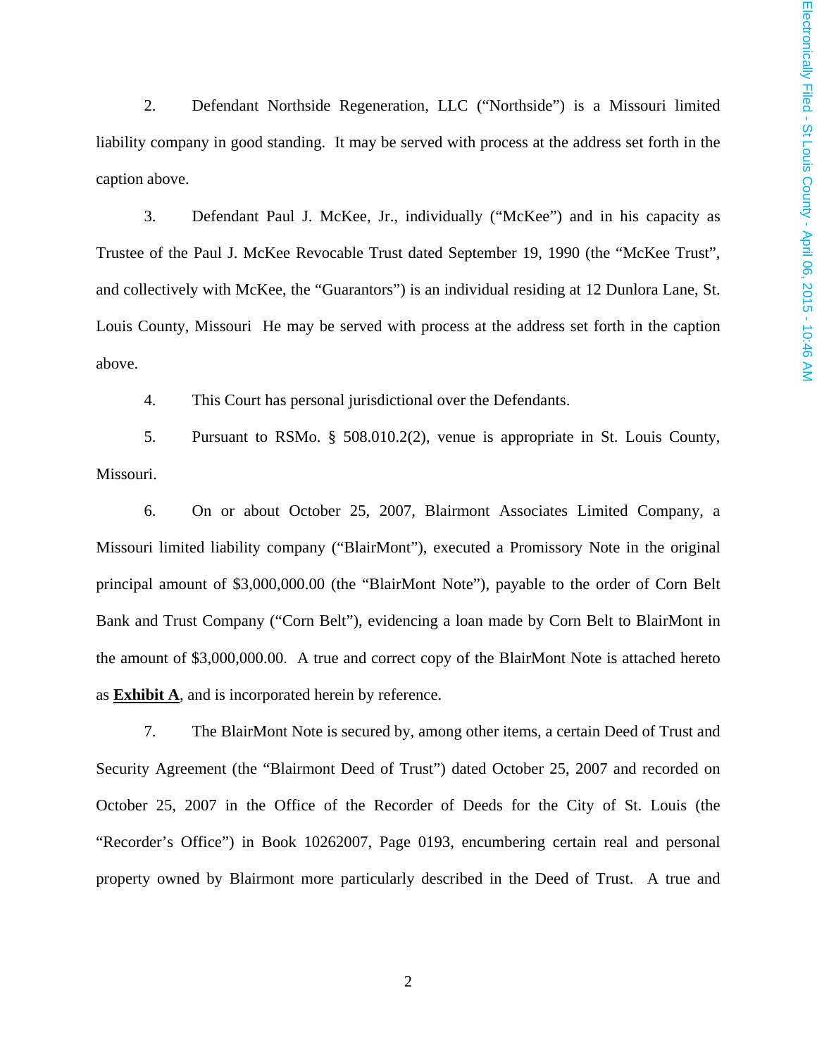2. Defendant Northside Regeneration, LLC ("Northside") is a Missouri limited liability company in good standing. It may be served with process at the address set forth in the caption above.

3. Defendant Paul J. McKee, Jr., individually ("McKee") and in his capacity as Trustee of the Paul J. McKee Revocable Trust dated September 19, 1990 (the "McKee Trust", and collectively with McKee, the "Guarantors") is an individual residing at 12 Dunlora Lane, St. Louis County, Missouri He may be served with process at the address set forth in the caption above.

4. This Court has personal jurisdictional over the Defendants.

5. Pursuant to RSMo. § 508.010.2(2), venue is appropriate in St. Louis County, Missouri.

6. On or about October 25, 2007, Blairmont Associates Limited Company, a Missouri limited liability company ("BlairMont"), executed a Promissory Note in the original principal amount of $3,000,000.00 (the "BlairMont Note"), payable to the order of Corn Belt Bank and Trust Company ("Corn Belt"), evidencing a loan made by Corn Belt to BlairMont in the amount of $3,000,000.00. A true and correct copy of the BlairMont Note is attached hereto as **Exhibit A**, and is incorporated herein by reference.

7. The BlairMont Note is secured by, among other items, a certain Deed of Trust and Security Agreement (the "Blairmont Deed of Trust") dated October 25, 2007 and recorded on October 25, 2007 in the Office of the Recorder of Deeds for the City of St. Louis (the "Recorder's Office") in Book 10262007, Page 0193, encumbering certain real and personal property owned by Blairmont more particularly described in the Deed of Trust. A true and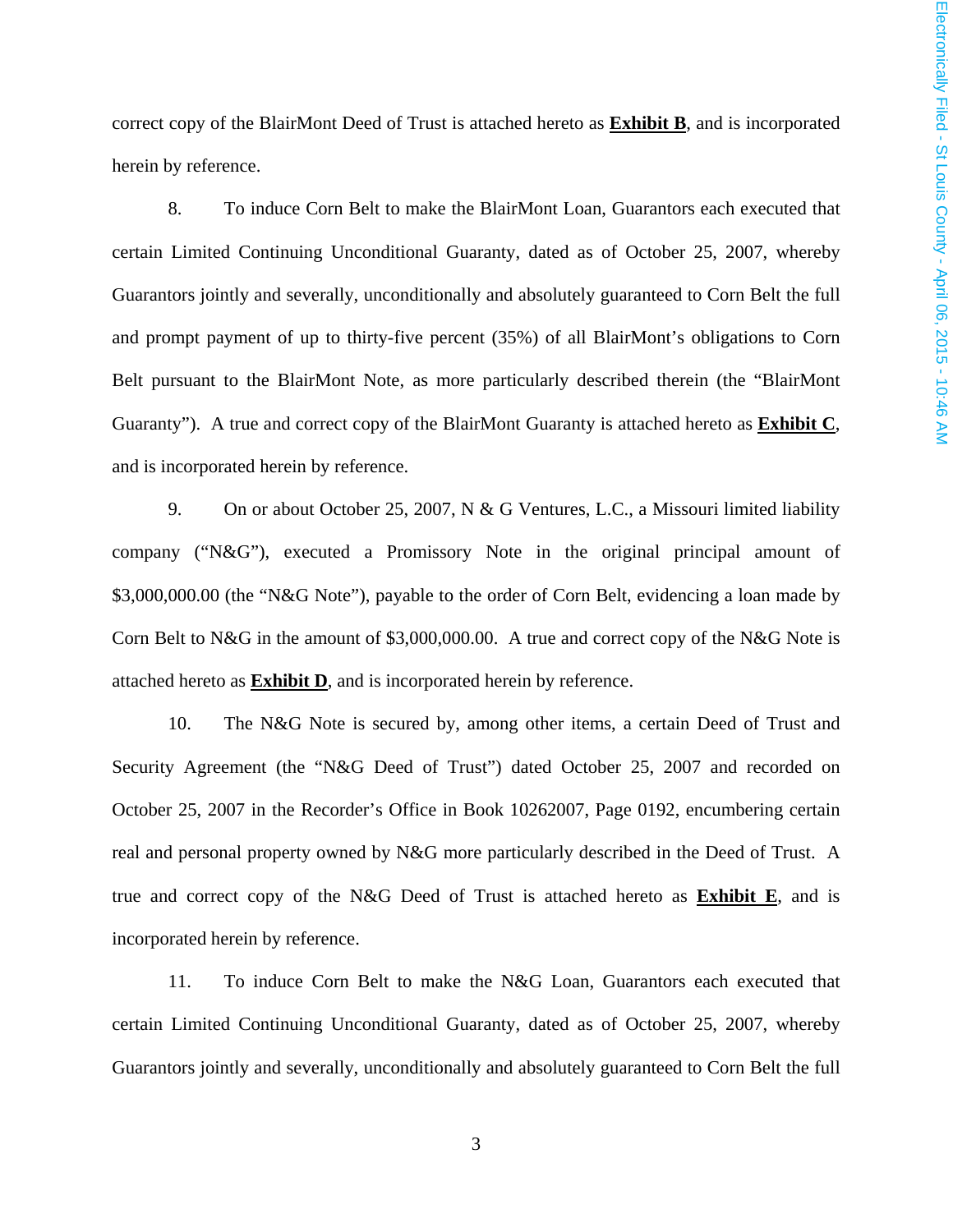correct copy of the BlairMont Deed of Trust is attached hereto as **Exhibit B**, and is incorporated herein by reference.

8. To induce Corn Belt to make the BlairMont Loan, Guarantors each executed that certain Limited Continuing Unconditional Guaranty, dated as of October 25, 2007, whereby Guarantors jointly and severally, unconditionally and absolutely guaranteed to Corn Belt the full and prompt payment of up to thirty-five percent (35%) of all BlairMont's obligations to Corn Belt pursuant to the BlairMont Note, as more particularly described therein (the "BlairMont Guaranty"). A true and correct copy of the BlairMont Guaranty is attached hereto as **Exhibit C**, and is incorporated herein by reference.

9. On or about October 25, 2007, N & G Ventures, L.C., a Missouri limited liability company ("N&G"), executed a Promissory Note in the original principal amount of $3,000,000.00 (the "N&G Note"), payable to the order of Corn Belt, evidencing a loan made by Corn Belt to N&G in the amount of $3,000,000.00. A true and correct copy of the N&G Note is attached hereto as **Exhibit D**, and is incorporated herein by reference.

10. The N&G Note is secured by, among other items, a certain Deed of Trust and Security Agreement (the "N&G Deed of Trust") dated October 25, 2007 and recorded on October 25, 2007 in the Recorder's Office in Book 10262007, Page 0192, encumbering certain real and personal property owned by N&G more particularly described in the Deed of Trust. A true and correct copy of the N&G Deed of Trust is attached hereto as **Exhibit E**, and is incorporated herein by reference.

11. To induce Corn Belt to make the N&G Loan, Guarantors each executed that certain Limited Continuing Unconditional Guaranty, dated as of October 25, 2007, whereby Guarantors jointly and severally, unconditionally and absolutely guaranteed to Corn Belt the full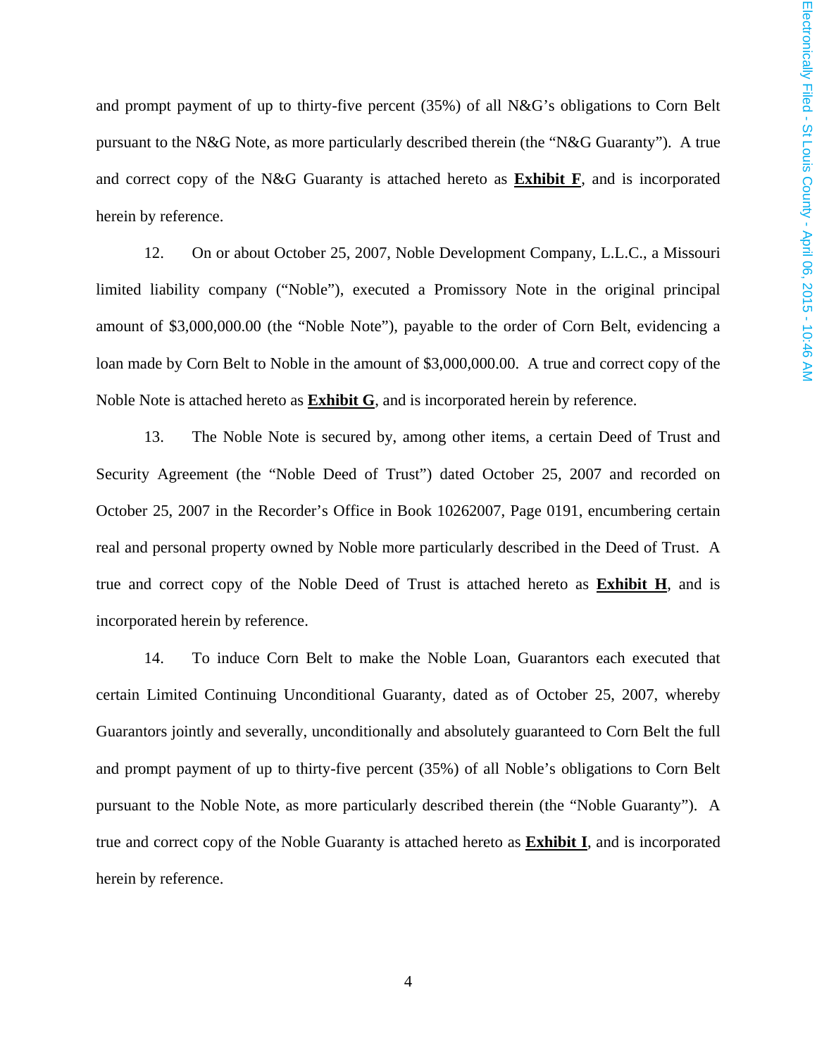and prompt payment of up to thirty-five percent (35%) of all N&G's obligations to Corn Belt pursuant to the N&G Note, as more particularly described therein (the "N&G Guaranty"). A true and correct copy of the N&G Guaranty is attached hereto as **Exhibit F**, and is incorporated herein by reference.

12. On or about October 25, 2007, Noble Development Company, L.L.C., a Missouri limited liability company ("Noble"), executed a Promissory Note in the original principal amount of $3,000,000.00 (the "Noble Note"), payable to the order of Corn Belt, evidencing a loan made by Corn Belt to Noble in the amount of $3,000,000.00. A true and correct copy of the Noble Note is attached hereto as **Exhibit G**, and is incorporated herein by reference.

13. The Noble Note is secured by, among other items, a certain Deed of Trust and Security Agreement (the "Noble Deed of Trust") dated October 25, 2007 and recorded on October 25, 2007 in the Recorder's Office in Book 10262007, Page 0191, encumbering certain real and personal property owned by Noble more particularly described in the Deed of Trust. A true and correct copy of the Noble Deed of Trust is attached hereto as **Exhibit H**, and is incorporated herein by reference.

14. To induce Corn Belt to make the Noble Loan, Guarantors each executed that certain Limited Continuing Unconditional Guaranty, dated as of October 25, 2007, whereby Guarantors jointly and severally, unconditionally and absolutely guaranteed to Corn Belt the full and prompt payment of up to thirty-five percent (35%) of all Noble's obligations to Corn Belt pursuant to the Noble Note, as more particularly described therein (the "Noble Guaranty"). A true and correct copy of the Noble Guaranty is attached hereto as **Exhibit I**, and is incorporated herein by reference.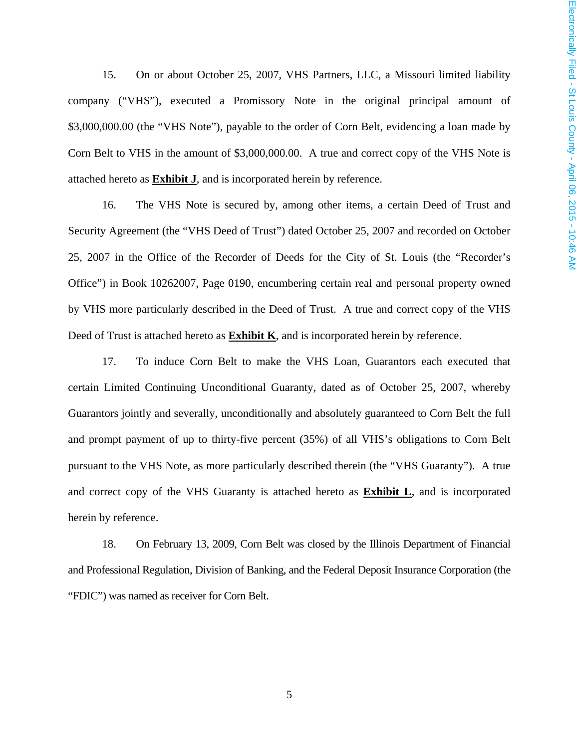15. On or about October 25, 2007, VHS Partners, LLC, a Missouri limited liability company ("VHS"), executed a Promissory Note in the original principal amount of $3,000,000.00 (the "VHS Note"), payable to the order of Corn Belt, evidencing a loan made by Corn Belt to VHS in the amount of $3,000,000.00. A true and correct copy of the VHS Note is attached hereto as **Exhibit J**, and is incorporated herein by reference.

16. The VHS Note is secured by, among other items, a certain Deed of Trust and Security Agreement (the "VHS Deed of Trust") dated October 25, 2007 and recorded on October 25, 2007 in the Office of the Recorder of Deeds for the City of St. Louis (the "Recorder's Office") in Book 10262007, Page 0190, encumbering certain real and personal property owned by VHS more particularly described in the Deed of Trust. A true and correct copy of the VHS Deed of Trust is attached hereto as **Exhibit K**, and is incorporated herein by reference.

17. To induce Corn Belt to make the VHS Loan, Guarantors each executed that certain Limited Continuing Unconditional Guaranty, dated as of October 25, 2007, whereby Guarantors jointly and severally, unconditionally and absolutely guaranteed to Corn Belt the full and prompt payment of up to thirty-five percent (35%) of all VHS's obligations to Corn Belt pursuant to the VHS Note, as more particularly described therein (the "VHS Guaranty"). A true and correct copy of the VHS Guaranty is attached hereto as **Exhibit L**, and is incorporated herein by reference.

18. On February 13, 2009, Corn Belt was closed by the Illinois Department of Financial and Professional Regulation, Division of Banking, and the Federal Deposit Insurance Corporation (the "FDIC") was named as receiver for Corn Belt.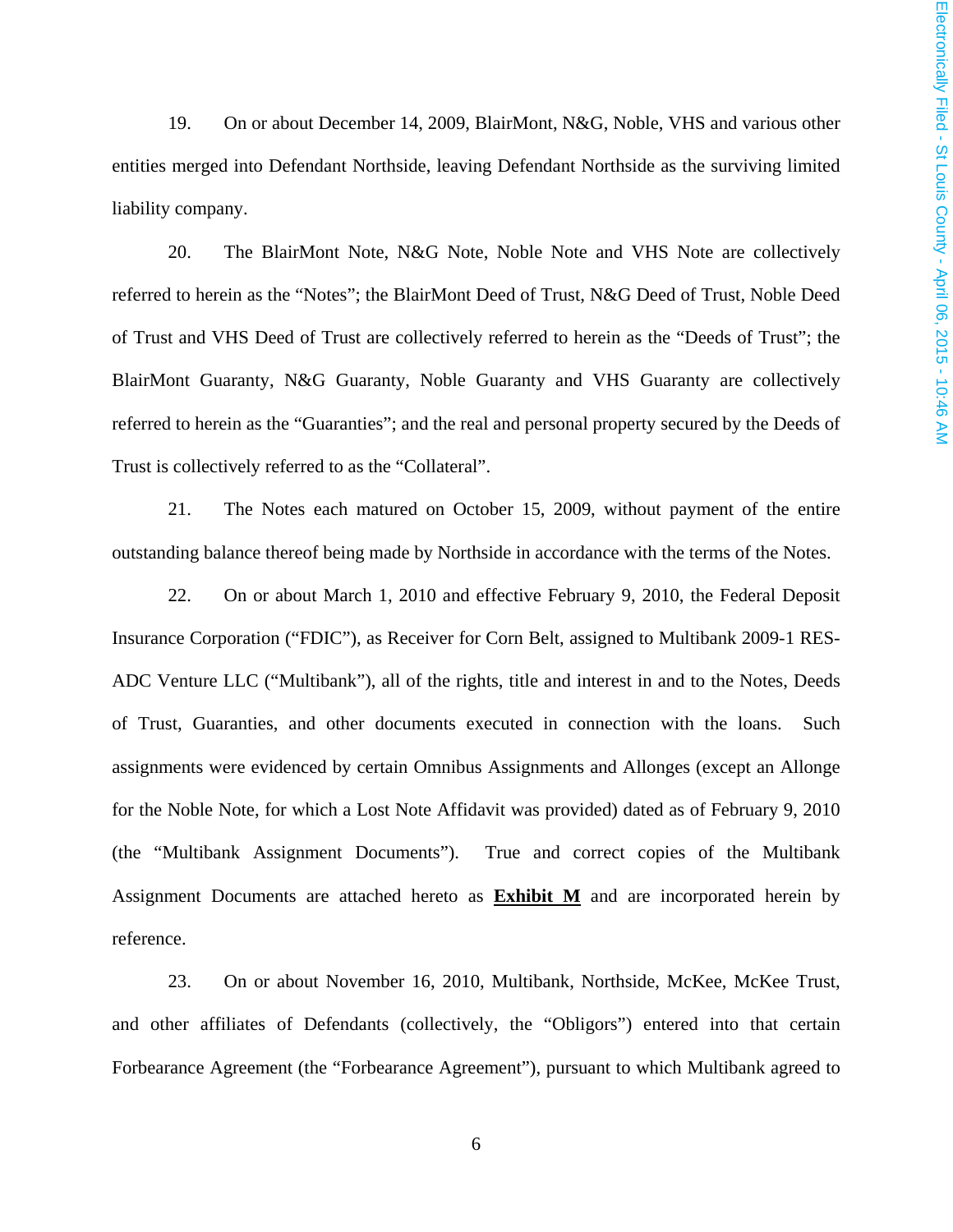19. On or about December 14, 2009, BlairMont, N&G, Noble, VHS and various other entities merged into Defendant Northside, leaving Defendant Northside as the surviving limited liability company.

20. The BlairMont Note, N&G Note, Noble Note and VHS Note are collectively referred to herein as the "Notes"; the BlairMont Deed of Trust, N&G Deed of Trust, Noble Deed of Trust and VHS Deed of Trust are collectively referred to herein as the "Deeds of Trust"; the BlairMont Guaranty, N&G Guaranty, Noble Guaranty and VHS Guaranty are collectively referred to herein as the "Guaranties"; and the real and personal property secured by the Deeds of Trust is collectively referred to as the "Collateral".

21. The Notes each matured on October 15, 2009, without payment of the entire outstanding balance thereof being made by Northside in accordance with the terms of the Notes.

22. On or about March 1, 2010 and effective February 9, 2010, the Federal Deposit Insurance Corporation ("FDIC"), as Receiver for Corn Belt, assigned to Multibank 2009-1 RES-ADC Venture LLC ("Multibank"), all of the rights, title and interest in and to the Notes, Deeds of Trust, Guaranties, and other documents executed in connection with the loans. Such assignments were evidenced by certain Omnibus Assignments and Allonges (except an Allonge for the Noble Note, for which a Lost Note Affidavit was provided) dated as of February 9, 2010 (the "Multibank Assignment Documents"). True and correct copies of the Multibank Assignment Documents are attached hereto as **<u>Exhibit M</u>** and are incorporated herein by reference.

23. On or about November 16, 2010, Multibank, Northside, McKee, McKee Trust, and other affiliates of Defendants (collectively, the "Obligors") entered into that certain Forbearance Agreement (the "Forbearance Agreement"), pursuant to which Multibank agreed to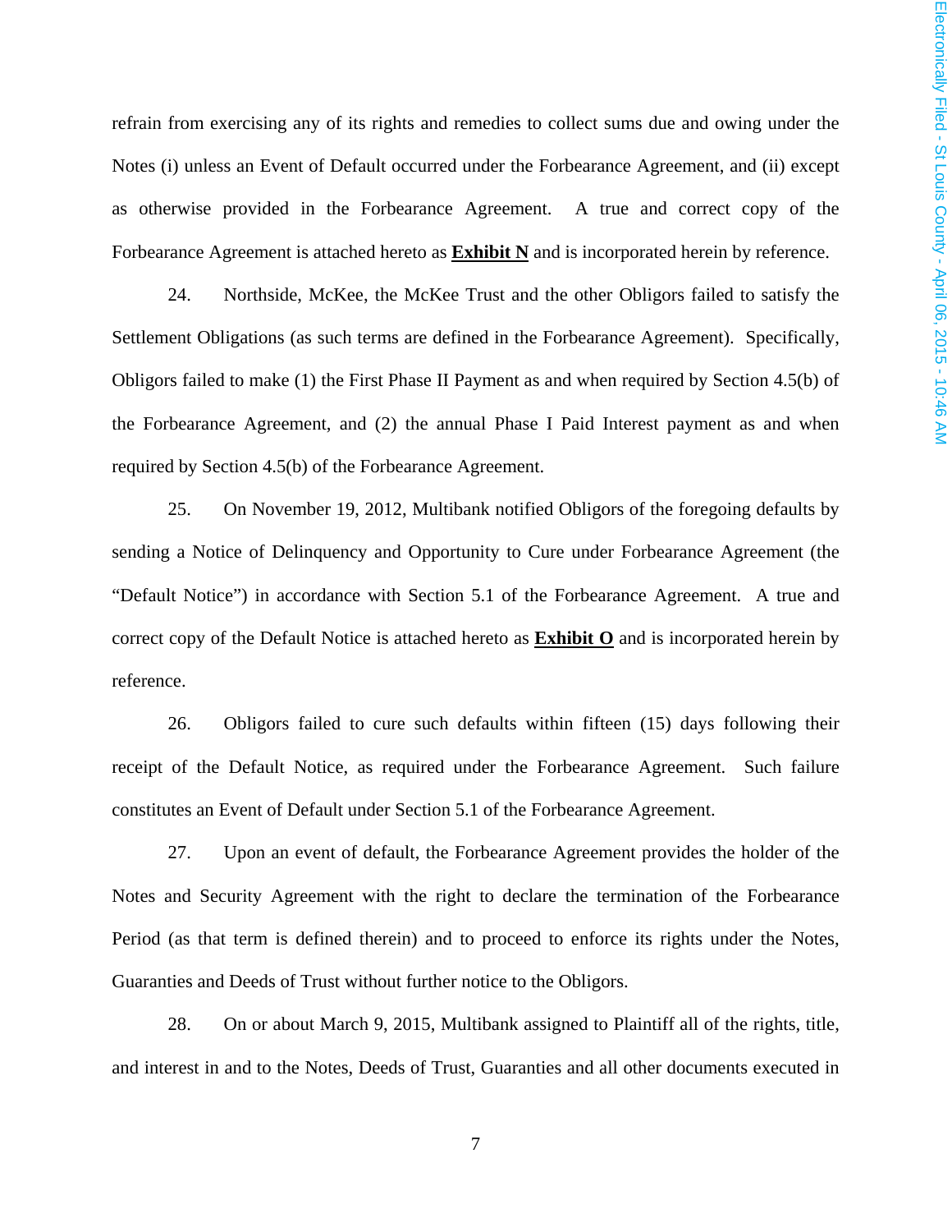refrain from exercising any of its rights and remedies to collect sums due and owing under the Notes (i) unless an Event of Default occurred under the Forbearance Agreement, and (ii) except as otherwise provided in the Forbearance Agreement. A true and correct copy of the Forbearance Agreement is attached hereto as **Exhibit N** and is incorporated herein by reference.

24. Northside, McKee, the McKee Trust and the other Obligors failed to satisfy the Settlement Obligations (as such terms are defined in the Forbearance Agreement). Specifically, Obligors failed to make (1) the First Phase II Payment as and when required by Section 4.5(b) of the Forbearance Agreement, and (2) the annual Phase I Paid Interest payment as and when required by Section 4.5(b) of the Forbearance Agreement.

25. On November 19, 2012, Multibank notified Obligors of the foregoing defaults by sending a Notice of Delinquency and Opportunity to Cure under Forbearance Agreement (the "Default Notice") in accordance with Section 5.1 of the Forbearance Agreement. A true and correct copy of the Default Notice is attached hereto as **Exhibit O** and is incorporated herein by reference.

26. Obligors failed to cure such defaults within fifteen (15) days following their receipt of the Default Notice, as required under the Forbearance Agreement. Such failure constitutes an Event of Default under Section 5.1 of the Forbearance Agreement.

27. Upon an event of default, the Forbearance Agreement provides the holder of the Notes and Security Agreement with the right to declare the termination of the Forbearance Period (as that term is defined therein) and to proceed to enforce its rights under the Notes, Guaranties and Deeds of Trust without further notice to the Obligors.

28. On or about March 9, 2015, Multibank assigned to Plaintiff all of the rights, title, and interest in and to the Notes, Deeds of Trust, Guaranties and all other documents executed in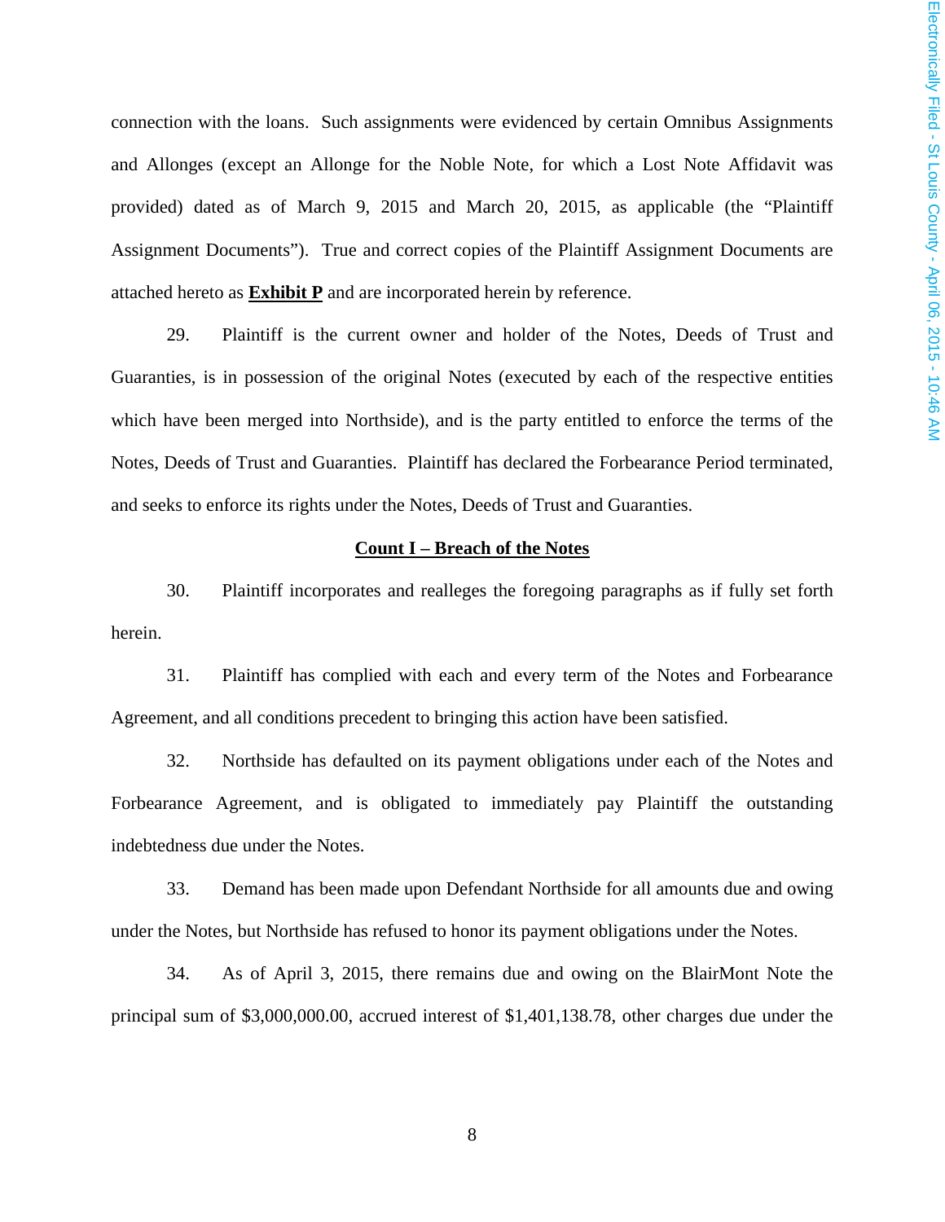connection with the loans. Such assignments were evidenced by certain Omnibus Assignments and Allonges (except an Allonge for the Noble Note, for which a Lost Note Affidavit was provided) dated as of March 9, 2015 and March 20, 2015, as applicable (the "Plaintiff Assignment Documents"). True and correct copies of the Plaintiff Assignment Documents are attached hereto as **Exhibit P** and are incorporated herein by reference.

29. Plaintiff is the current owner and holder of the Notes, Deeds of Trust and Guaranties, is in possession of the original Notes (executed by each of the respective entities which have been merged into Northside), and is the party entitled to enforce the terms of the Notes, Deeds of Trust and Guaranties. Plaintiff has declared the Forbearance Period terminated, and seeks to enforce its rights under the Notes, Deeds of Trust and Guaranties.

## Count I – Breach of the Notes

30. Plaintiff incorporates and realleges the foregoing paragraphs as if fully set forth herein.

31. Plaintiff has complied with each and every term of the Notes and Forbearance Agreement, and all conditions precedent to bringing this action have been satisfied.

32. Northside has defaulted on its payment obligations under each of the Notes and Forbearance Agreement, and is obligated to immediately pay Plaintiff the outstanding indebtedness due under the Notes.

33. Demand has been made upon Defendant Northside for all amounts due and owing under the Notes, but Northside has refused to honor its payment obligations under the Notes.

34. As of April 3, 2015, there remains due and owing on the BlairMont Note the principal sum of $3,000,000.00, accrued interest of $1,401,138.78, other charges due under the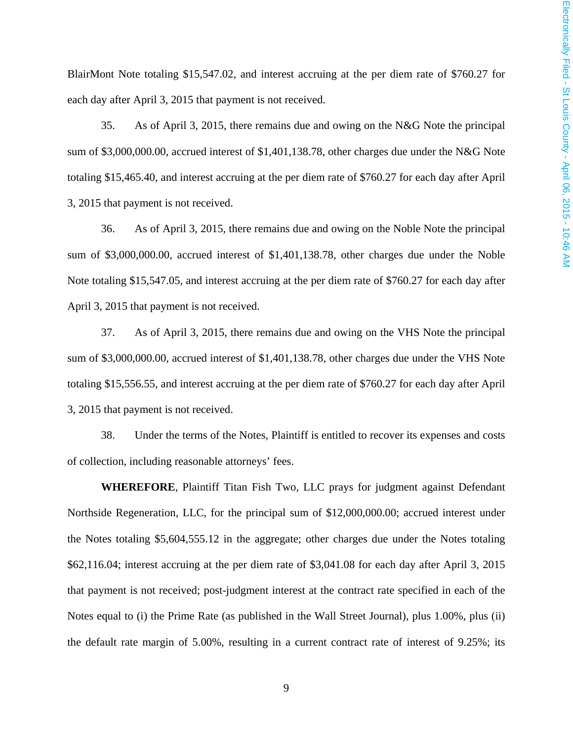BlairMont Note totaling $15,547.02, and interest accruing at the per diem rate of $760.27 for each day after April 3, 2015 that payment is not received.

35. As of April 3, 2015, there remains due and owing on the N&G Note the principal sum of $3,000,000.00, accrued interest of $1,401,138.78, other charges due under the N&G Note totaling $15,465.40, and interest accruing at the per diem rate of $760.27 for each day after April 3, 2015 that payment is not received.

36. As of April 3, 2015, there remains due and owing on the Noble Note the principal sum of $3,000,000.00, accrued interest of $1,401,138.78, other charges due under the Noble Note totaling $15,547.05, and interest accruing at the per diem rate of $760.27 for each day after April 3, 2015 that payment is not received.

37. As of April 3, 2015, there remains due and owing on the VHS Note the principal sum of $3,000,000.00, accrued interest of $1,401,138.78, other charges due under the VHS Note totaling $15,556.55, and interest accruing at the per diem rate of $760.27 for each day after April 3, 2015 that payment is not received.

38. Under the terms of the Notes, Plaintiff is entitled to recover its expenses and costs of collection, including reasonable attorneys' fees.

**WHEREFORE**, Plaintiff Titan Fish Two, LLC prays for judgment against Defendant Northside Regeneration, LLC, for the principal sum of $12,000,000.00; accrued interest under the Notes totaling $5,604,555.12 in the aggregate; other charges due under the Notes totaling $62,116.04; interest accruing at the per diem rate of $3,041.08 for each day after April 3, 2015 that payment is not received; post-judgment interest at the contract rate specified in each of the Notes equal to (i) the Prime Rate (as published in the Wall Street Journal), plus 1.00%, plus (ii) the default rate margin of 5.00%, resulting in a current contract rate of interest of 9.25%; its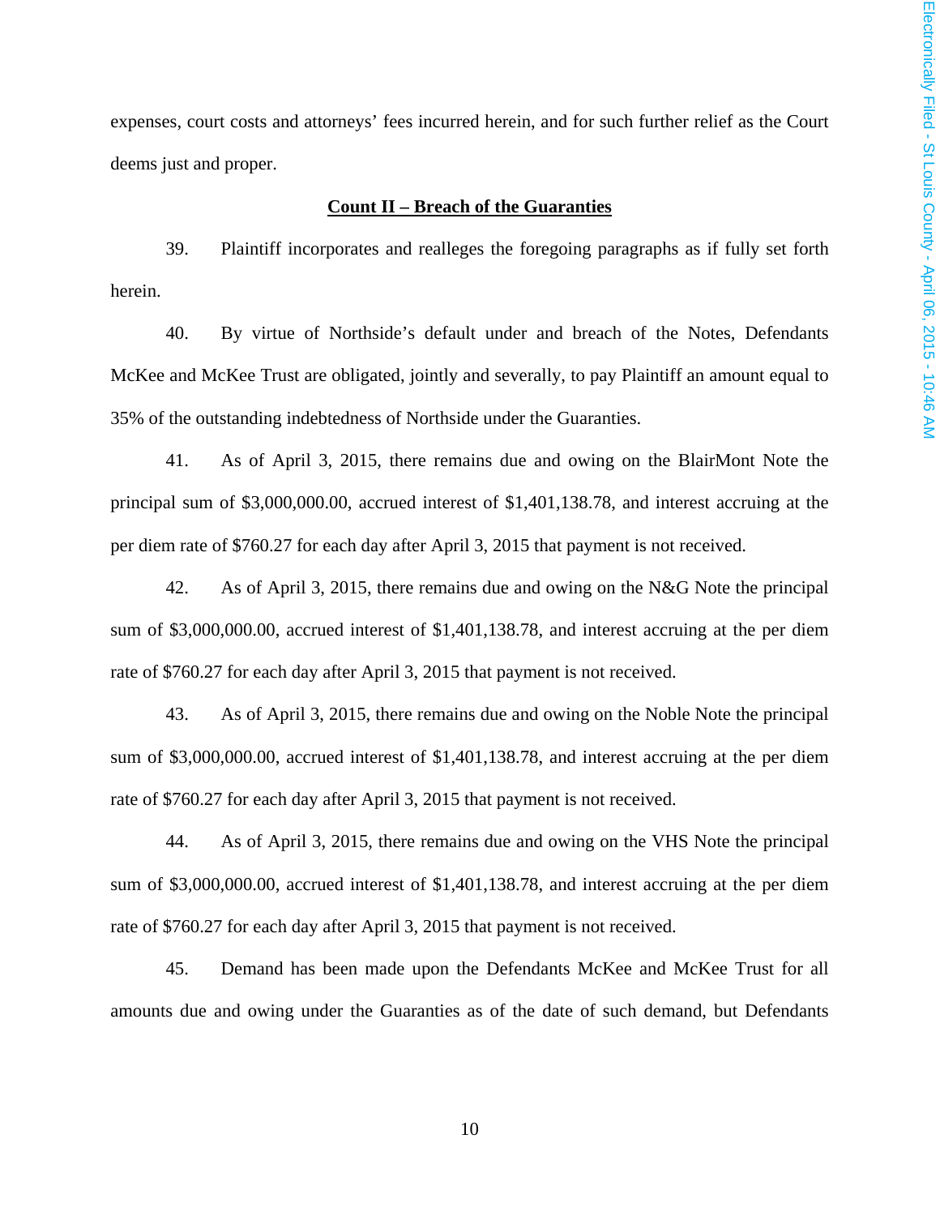expenses, court costs and attorneys' fees incurred herein, and for such further relief as the Court deems just and proper.

**Count II – Breach of the Guaranties**

39. Plaintiff incorporates and realleges the foregoing paragraphs as if fully set forth herein.

40. By virtue of Northside's default under and breach of the Notes, Defendants McKee and McKee Trust are obligated, jointly and severally, to pay Plaintiff an amount equal to 35% of the outstanding indebtedness of Northside under the Guaranties.

41. As of April 3, 2015, there remains due and owing on the BlairMont Note the principal sum of $3,000,000.00, accrued interest of $1,401,138.78, and interest accruing at the per diem rate of $760.27 for each day after April 3, 2015 that payment is not received.

42. As of April 3, 2015, there remains due and owing on the N&G Note the principal sum of $3,000,000.00, accrued interest of $1,401,138.78, and interest accruing at the per diem rate of $760.27 for each day after April 3, 2015 that payment is not received.

43. As of April 3, 2015, there remains due and owing on the Noble Note the principal sum of $3,000,000.00, accrued interest of $1,401,138.78, and interest accruing at the per diem rate of $760.27 for each day after April 3, 2015 that payment is not received.

44. As of April 3, 2015, there remains due and owing on the VHS Note the principal sum of $3,000,000.00, accrued interest of $1,401,138.78, and interest accruing at the per diem rate of $760.27 for each day after April 3, 2015 that payment is not received.

45. Demand has been made upon the Defendants McKee and McKee Trust for all amounts due and owing under the Guaranties as of the date of such demand, but Defendants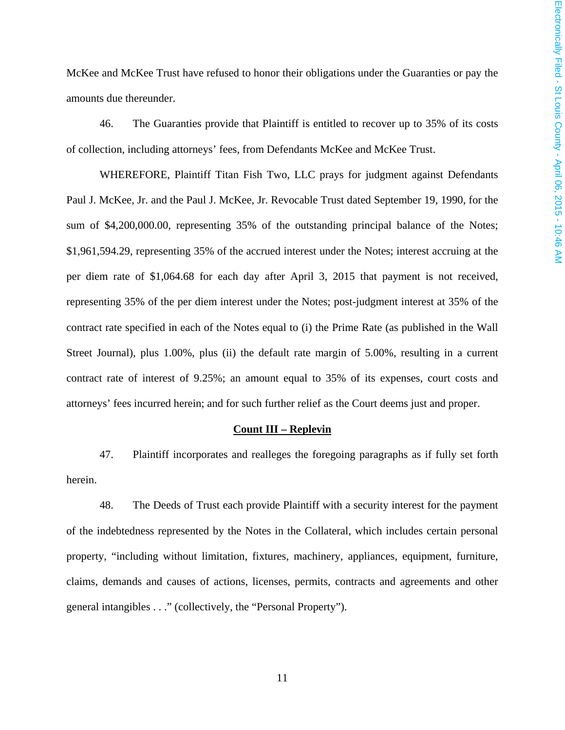McKee and McKee Trust have refused to honor their obligations under the Guaranties or pay the amounts due thereunder.

46. The Guaranties provide that Plaintiff is entitled to recover up to 35% of its costs of collection, including attorneys' fees, from Defendants McKee and McKee Trust.

WHEREFORE, Plaintiff Titan Fish Two, LLC prays for judgment against Defendants Paul J. McKee, Jr. and the Paul J. McKee, Jr. Revocable Trust dated September 19, 1990, for the sum of $4,200,000.00, representing 35% of the outstanding principal balance of the Notes; $1,961,594.29, representing 35% of the accrued interest under the Notes; interest accruing at the per diem rate of $1,064.68 for each day after April 3, 2015 that payment is not received, representing 35% of the per diem interest under the Notes; post-judgment interest at 35% of the contract rate specified in each of the Notes equal to (i) the Prime Rate (as published in the Wall Street Journal), plus 1.00%, plus (ii) the default rate margin of 5.00%, resulting in a current contract rate of interest of 9.25%; an amount equal to 35% of its expenses, court costs and attorneys' fees incurred herein; and for such further relief as the Court deems just and proper.

**Count III – Replevin**

47. Plaintiff incorporates and realleges the foregoing paragraphs as if fully set forth herein.

48. The Deeds of Trust each provide Plaintiff with a security interest for the payment of the indebtedness represented by the Notes in the Collateral, which includes certain personal property, "including without limitation, fixtures, machinery, appliances, equipment, furniture, claims, demands and causes of actions, licenses, permits, contracts and agreements and other general intangibles . . ." (collectively, the "Personal Property").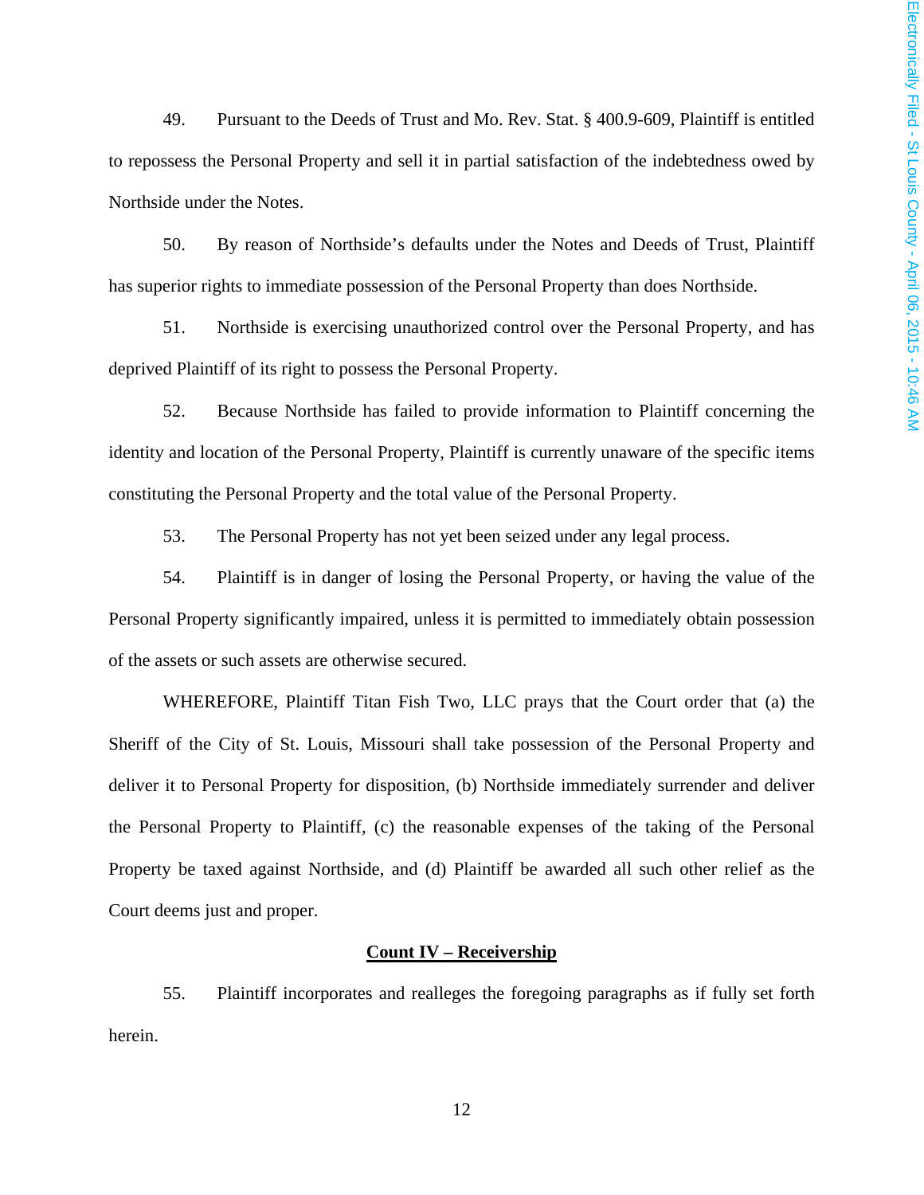49. Pursuant to the Deeds of Trust and Mo. Rev. Stat. § 400.9-609, Plaintiff is entitled to repossess the Personal Property and sell it in partial satisfaction of the indebtedness owed by Northside under the Notes.

50. By reason of Northside's defaults under the Notes and Deeds of Trust, Plaintiff has superior rights to immediate possession of the Personal Property than does Northside.

51. Northside is exercising unauthorized control over the Personal Property, and has deprived Plaintiff of its right to possess the Personal Property.

52. Because Northside has failed to provide information to Plaintiff concerning the identity and location of the Personal Property, Plaintiff is currently unaware of the specific items constituting the Personal Property and the total value of the Personal Property.

53. The Personal Property has not yet been seized under any legal process.

54. Plaintiff is in danger of losing the Personal Property, or having the value of the Personal Property significantly impaired, unless it is permitted to immediately obtain possession of the assets or such assets are otherwise secured.

WHEREFORE, Plaintiff Titan Fish Two, LLC prays that the Court order that (a) the Sheriff of the City of St. Louis, Missouri shall take possession of the Personal Property and deliver it to Personal Property for disposition, (b) Northside immediately surrender and deliver the Personal Property to Plaintiff, (c) the reasonable expenses of the taking of the Personal Property be taxed against Northside, and (d) Plaintiff be awarded all such other relief as the Court deems just and proper.

**Count IV – Receivership**

55. Plaintiff incorporates and realleges the foregoing paragraphs as if fully set forth herein.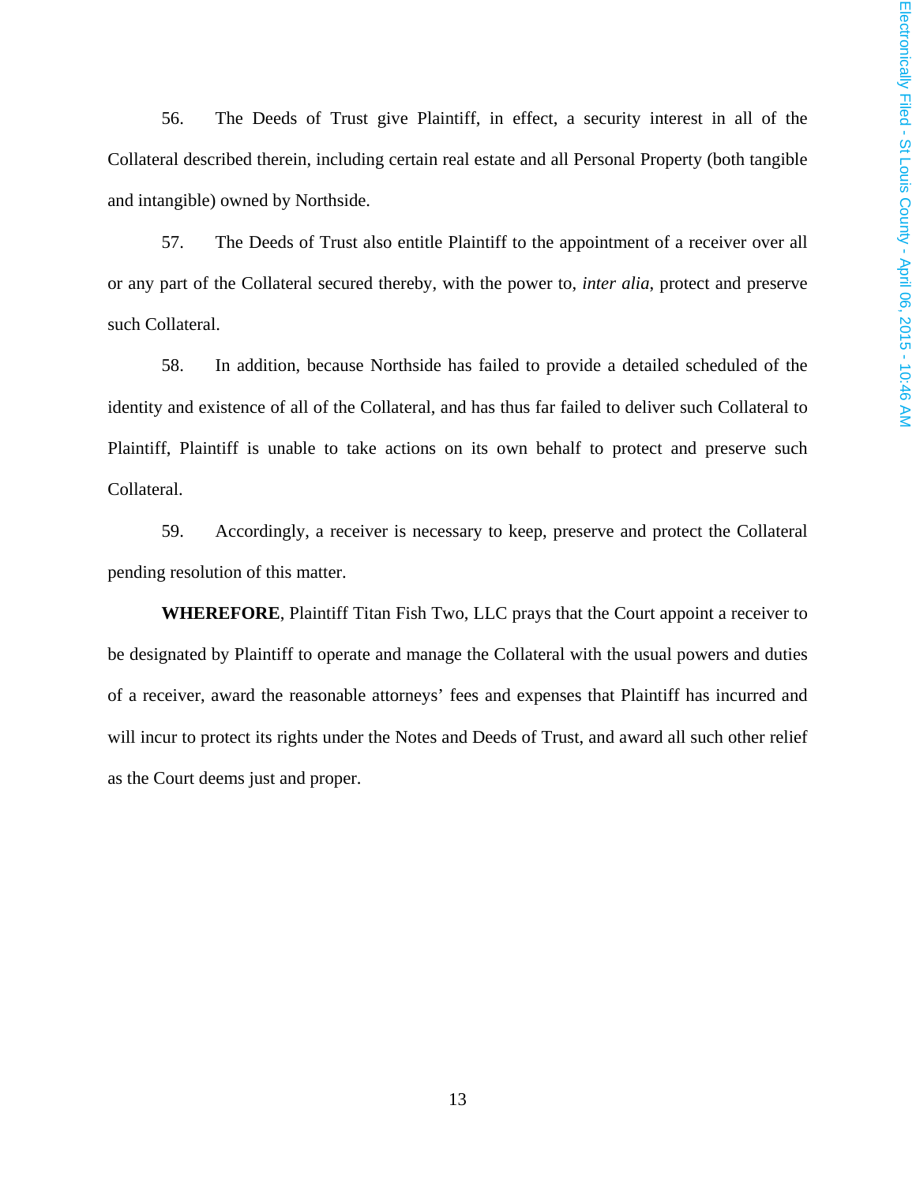56. The Deeds of Trust give Plaintiff, in effect, a security interest in all of the Collateral described therein, including certain real estate and all Personal Property (both tangible and intangible) owned by Northside.

57. The Deeds of Trust also entitle Plaintiff to the appointment of a receiver over all or any part of the Collateral secured thereby, with the power to, *inter alia*, protect and preserve such Collateral.

58. In addition, because Northside has failed to provide a detailed scheduled of the identity and existence of all of the Collateral, and has thus far failed to deliver such Collateral to Plaintiff, Plaintiff is unable to take actions on its own behalf to protect and preserve such Collateral.

59. Accordingly, a receiver is necessary to keep, preserve and protect the Collateral pending resolution of this matter.

**WHEREFORE**, Plaintiff Titan Fish Two, LLC prays that the Court appoint a receiver to be designated by Plaintiff to operate and manage the Collateral with the usual powers and duties of a receiver, award the reasonable attorneys' fees and expenses that Plaintiff has incurred and will incur to protect its rights under the Notes and Deeds of Trust, and award all such other relief as the Court deems just and proper.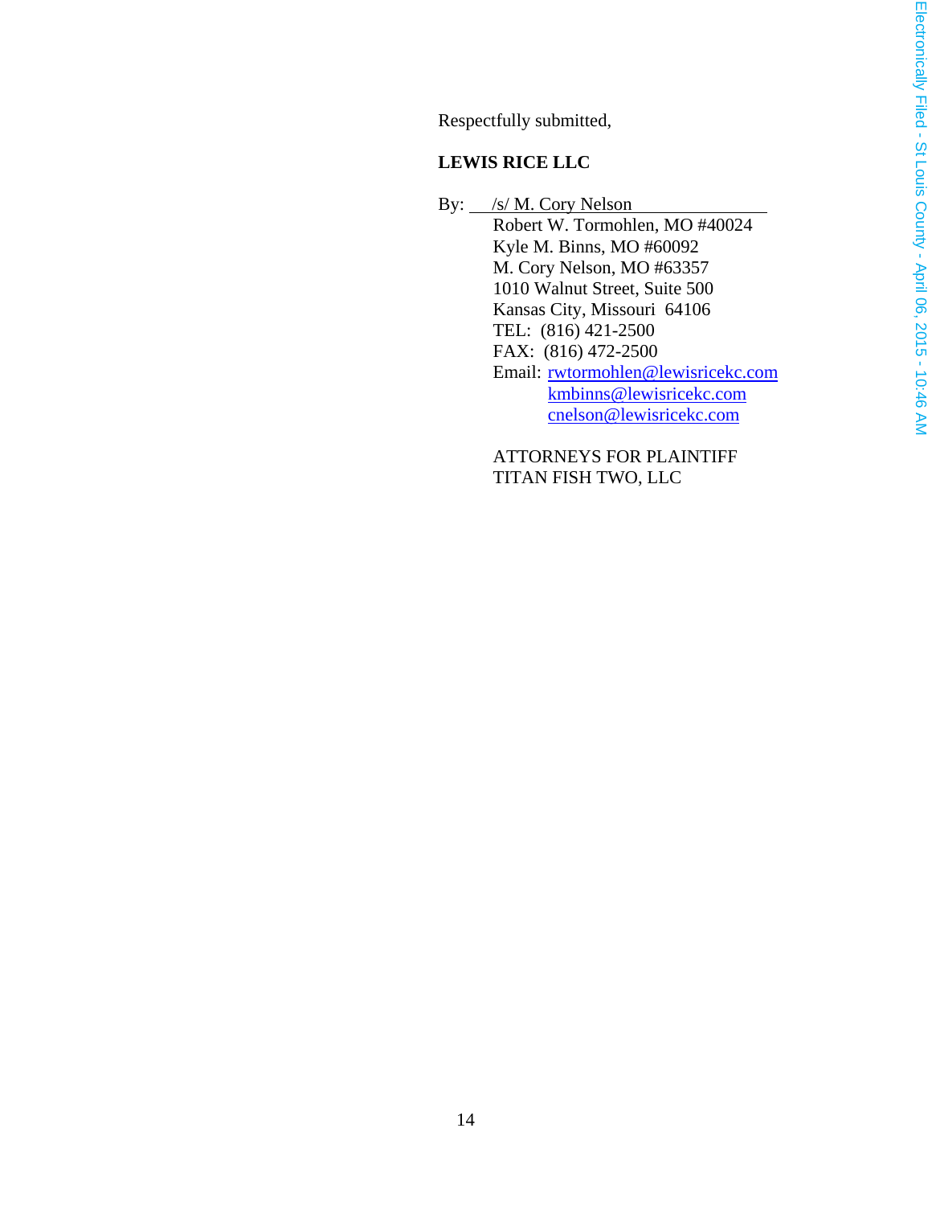Respectfully submitted,

**LEWIS RICE LLC**

By: /s/ M. Cory Nelson

Robert W. Tormohlen, MO #40024
Kyle M. Binns, MO #60092
M. Cory Nelson, MO #63357
1010 Walnut Street, Suite 500
Kansas City, Missouri 64106
TEL: (816) 421-2500
FAX: (816) 472-2500
Email: rwtormohlen@lewisricekc.com
kmbinns@lewisricekc.com
cnelson@lewisricekc.com

ATTORNEYS FOR PLAINTIFF
TITAN FISH TWO, LLC

Electronically Filed - St Louis County - April 06, 2015 - 10:46 AM